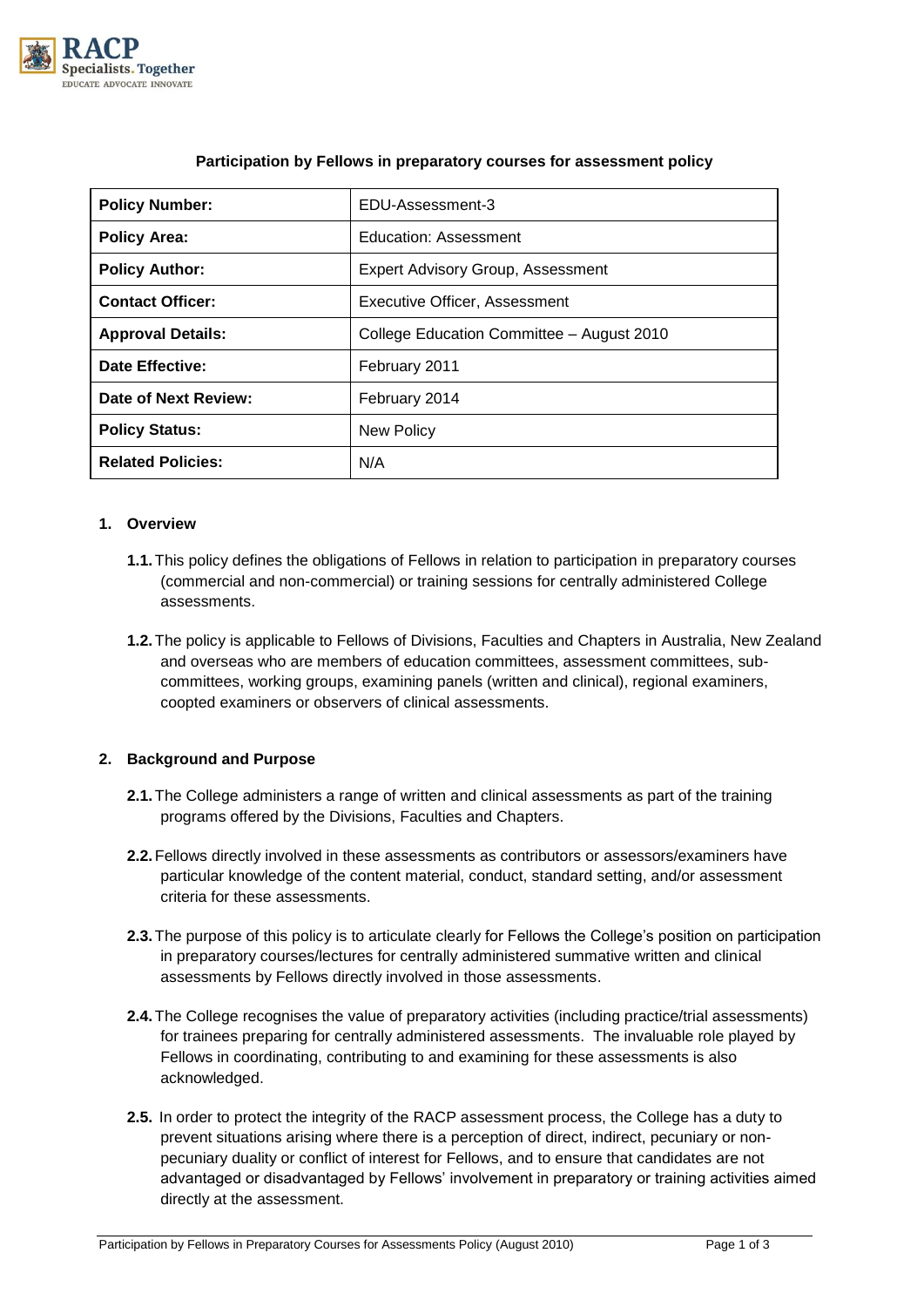**Participation by Fellows in preparatory courses for assessment policy**

| Policy Number: | EDU-Assessment-3 |
|---|---|
| Policy Area: | Education: Assessment |
| Policy Author: | Expert Advisory Group, Assessment |
| Contact Officer: | Executive Officer, Assessment |
| Approval Details: | College Education Committee – August 2010 |
| Date Effective: | February 2011 |
| Date of Next Review: | February 2014 |
| Policy Status: | New Policy |
| Related Policies: | N/A |

## 1. Overview

**1.1.** This policy defines the obligations of Fellows in relation to participation in preparatory courses (commercial and non-commercial) or training sessions for centrally administered College assessments.

**1.2.** The policy is applicable to Fellows of Divisions, Faculties and Chapters in Australia, New Zealand and overseas who are members of education committees, assessment committees, sub-committees, working groups, examining panels (written and clinical), regional examiners, coopted examiners or observers of clinical assessments.

## 2. Background and Purpose

**2.1.** The College administers a range of written and clinical assessments as part of the training programs offered by the Divisions, Faculties and Chapters.

**2.2.** Fellows directly involved in these assessments as contributors or assessors/examiners have particular knowledge of the content material, conduct, standard setting, and/or assessment criteria for these assessments.

**2.3.** The purpose of this policy is to articulate clearly for Fellows the College's position on participation in preparatory courses/lectures for centrally administered summative written and clinical assessments by Fellows directly involved in those assessments.

**2.4.** The College recognises the value of preparatory activities (including practice/trial assessments) for trainees preparing for centrally administered assessments. The invaluable role played by Fellows in coordinating, contributing to and examining for these assessments is also acknowledged.

**2.5.** In order to protect the integrity of the RACP assessment process, the College has a duty to prevent situations arising where there is a perception of direct, indirect, pecuniary or non-pecuniary duality or conflict of interest for Fellows, and to ensure that candidates are not advantaged or disadvantaged by Fellows' involvement in preparatory or training activities aimed directly at the assessment.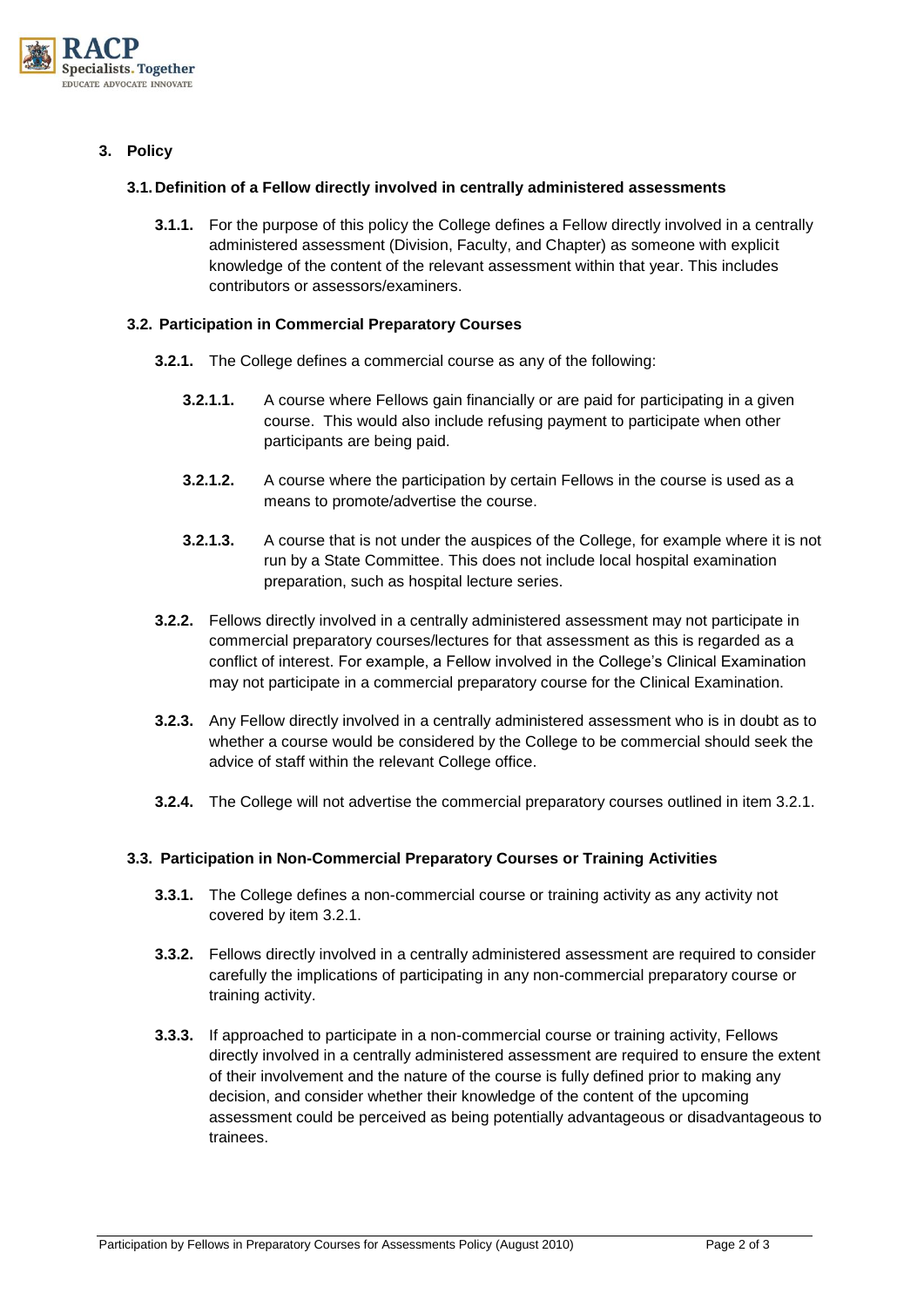## 3. Policy

### 3.1. Definition of a Fellow directly involved in centrally administered assessments

**3.1.1.** For the purpose of this policy the College defines a Fellow directly involved in a centrally administered assessment (Division, Faculty, and Chapter) as someone with explicit knowledge of the content of the relevant assessment within that year. This includes contributors or assessors/examiners.

### 3.2. Participation in Commercial Preparatory Courses

**3.2.1.** The College defines a commercial course as any of the following:

**3.2.1.1.** A course where Fellows gain financially or are paid for participating in a given course. This would also include refusing payment to participate when other participants are being paid.

**3.2.1.2.** A course where the participation by certain Fellows in the course is used as a means to promote/advertise the course.

**3.2.1.3.** A course that is not under the auspices of the College, for example where it is not run by a State Committee. This does not include local hospital examination preparation, such as hospital lecture series.

**3.2.2.** Fellows directly involved in a centrally administered assessment may not participate in commercial preparatory courses/lectures for that assessment as this is regarded as a conflict of interest. For example, a Fellow involved in the College's Clinical Examination may not participate in a commercial preparatory course for the Clinical Examination.

**3.2.3.** Any Fellow directly involved in a centrally administered assessment who is in doubt as to whether a course would be considered by the College to be commercial should seek the advice of staff within the relevant College office.

**3.2.4.** The College will not advertise the commercial preparatory courses outlined in item 3.2.1.

### 3.3. Participation in Non-Commercial Preparatory Courses or Training Activities

**3.3.1.** The College defines a non-commercial course or training activity as any activity not covered by item 3.2.1.

**3.3.2.** Fellows directly involved in a centrally administered assessment are required to consider carefully the implications of participating in any non-commercial preparatory course or training activity.

**3.3.3.** If approached to participate in a non-commercial course or training activity, Fellows directly involved in a centrally administered assessment are required to ensure the extent of their involvement and the nature of the course is fully defined prior to making any decision, and consider whether their knowledge of the content of the upcoming assessment could be perceived as being potentially advantageous or disadvantageous to trainees.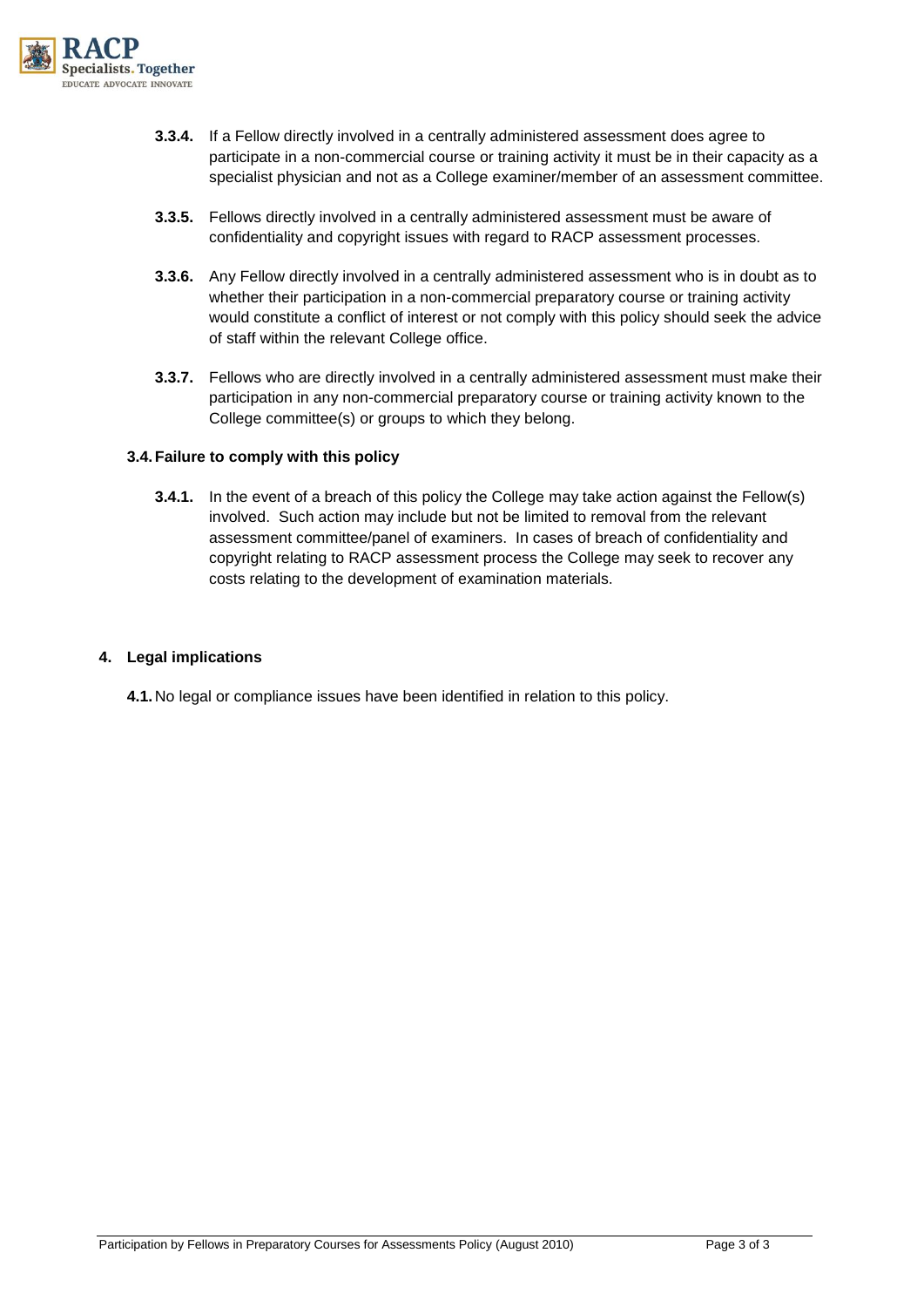**3.3.4.** If a Fellow directly involved in a centrally administered assessment does agree to participate in a non-commercial course or training activity it must be in their capacity as a specialist physician and not as a College examiner/member of an assessment committee.

**3.3.5.** Fellows directly involved in a centrally administered assessment must be aware of confidentiality and copyright issues with regard to RACP assessment processes.

**3.3.6.** Any Fellow directly involved in a centrally administered assessment who is in doubt as to whether their participation in a non-commercial preparatory course or training activity would constitute a conflict of interest or not comply with this policy should seek the advice of staff within the relevant College office.

**3.3.7.** Fellows who are directly involved in a centrally administered assessment must make their participation in any non-commercial preparatory course or training activity known to the College committee(s) or groups to which they belong.

### 3.4. Failure to comply with this policy

**3.4.1.** In the event of a breach of this policy the College may take action against the Fellow(s) involved. Such action may include but not be limited to removal from the relevant assessment committee/panel of examiners. In cases of breach of confidentiality and copyright relating to RACP assessment process the College may seek to recover any costs relating to the development of examination materials.

## 4. Legal implications

**4.1.** No legal or compliance issues have been identified in relation to this policy.